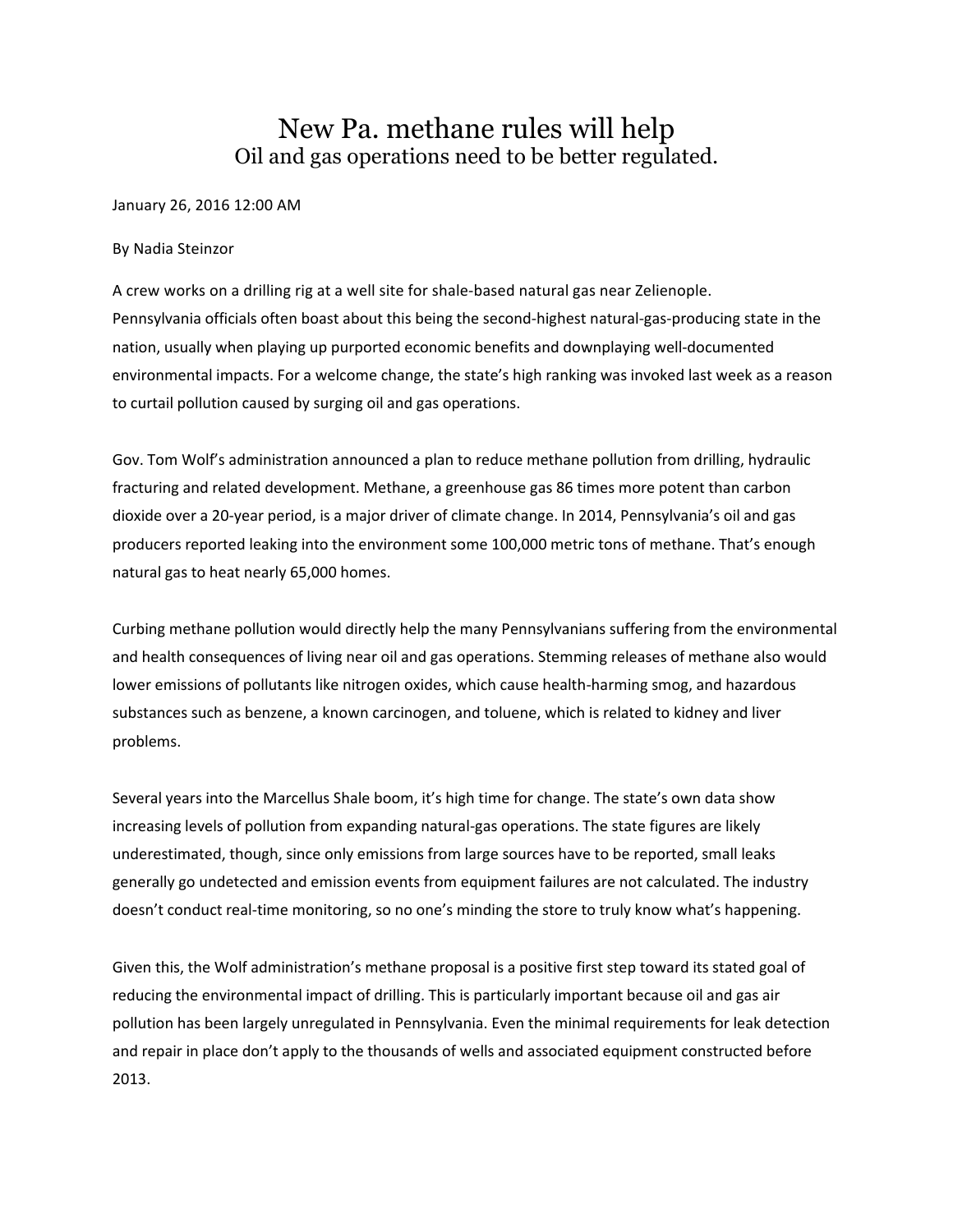# New Pa. methane rules will help

## Oil and gas operations need to be better regulated.

January 26, 2016 12:00 AM

By Nadia Steinzor

A crew works on a drilling rig at a well site for shale-based natural gas near Zelienople.
Pennsylvania officials often boast about this being the second-highest natural-gas-producing state in the nation, usually when playing up purported economic benefits and downplaying well-documented environmental impacts. For a welcome change, the state's high ranking was invoked last week as a reason to curtail pollution caused by surging oil and gas operations.

Gov. Tom Wolf's administration announced a plan to reduce methane pollution from drilling, hydraulic fracturing and related development. Methane, a greenhouse gas 86 times more potent than carbon dioxide over a 20-year period, is a major driver of climate change. In 2014, Pennsylvania's oil and gas producers reported leaking into the environment some 100,000 metric tons of methane. That's enough natural gas to heat nearly 65,000 homes.

Curbing methane pollution would directly help the many Pennsylvanians suffering from the environmental and health consequences of living near oil and gas operations. Stemming releases of methane also would lower emissions of pollutants like nitrogen oxides, which cause health-harming smog, and hazardous substances such as benzene, a known carcinogen, and toluene, which is related to kidney and liver problems.

Several years into the Marcellus Shale boom, it's high time for change. The state's own data show increasing levels of pollution from expanding natural-gas operations. The state figures are likely underestimated, though, since only emissions from large sources have to be reported, small leaks generally go undetected and emission events from equipment failures are not calculated. The industry doesn't conduct real-time monitoring, so no one's minding the store to truly know what's happening.

Given this, the Wolf administration's methane proposal is a positive first step toward its stated goal of reducing the environmental impact of drilling. This is particularly important because oil and gas air pollution has been largely unregulated in Pennsylvania. Even the minimal requirements for leak detection and repair in place don't apply to the thousands of wells and associated equipment constructed before 2013.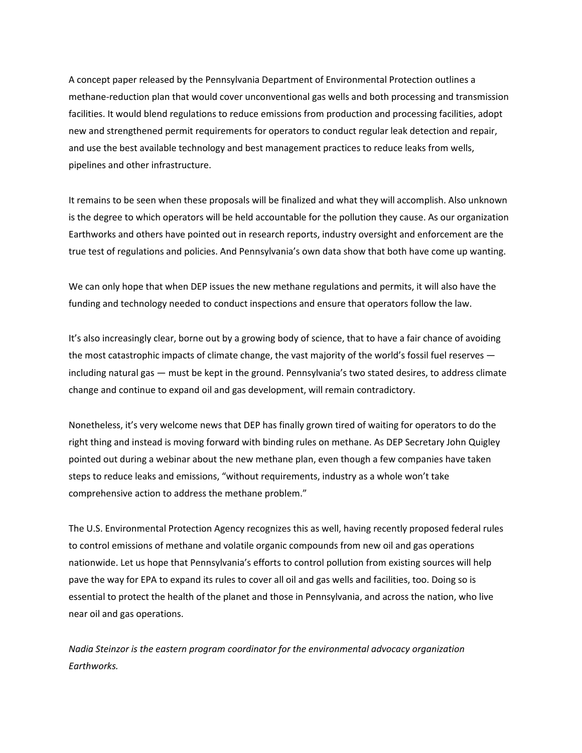A concept paper released by the Pennsylvania Department of Environmental Protection outlines a methane-reduction plan that would cover unconventional gas wells and both processing and transmission facilities. It would blend regulations to reduce emissions from production and processing facilities, adopt new and strengthened permit requirements for operators to conduct regular leak detection and repair, and use the best available technology and best management practices to reduce leaks from wells, pipelines and other infrastructure.

It remains to be seen when these proposals will be finalized and what they will accomplish. Also unknown is the degree to which operators will be held accountable for the pollution they cause. As our organization Earthworks and others have pointed out in research reports, industry oversight and enforcement are the true test of regulations and policies. And Pennsylvania's own data show that both have come up wanting.

We can only hope that when DEP issues the new methane regulations and permits, it will also have the funding and technology needed to conduct inspections and ensure that operators follow the law.

It's also increasingly clear, borne out by a growing body of science, that to have a fair chance of avoiding the most catastrophic impacts of climate change, the vast majority of the world's fossil fuel reserves — including natural gas — must be kept in the ground. Pennsylvania's two stated desires, to address climate change and continue to expand oil and gas development, will remain contradictory.

Nonetheless, it's very welcome news that DEP has finally grown tired of waiting for operators to do the right thing and instead is moving forward with binding rules on methane. As DEP Secretary John Quigley pointed out during a webinar about the new methane plan, even though a few companies have taken steps to reduce leaks and emissions, "without requirements, industry as a whole won't take comprehensive action to address the methane problem."

The U.S. Environmental Protection Agency recognizes this as well, having recently proposed federal rules to control emissions of methane and volatile organic compounds from new oil and gas operations nationwide. Let us hope that Pennsylvania's efforts to control pollution from existing sources will help pave the way for EPA to expand its rules to cover all oil and gas wells and facilities, too. Doing so is essential to protect the health of the planet and those in Pennsylvania, and across the nation, who live near oil and gas operations.

*Nadia Steinzor is the eastern program coordinator for the environmental advocacy organization Earthworks.*